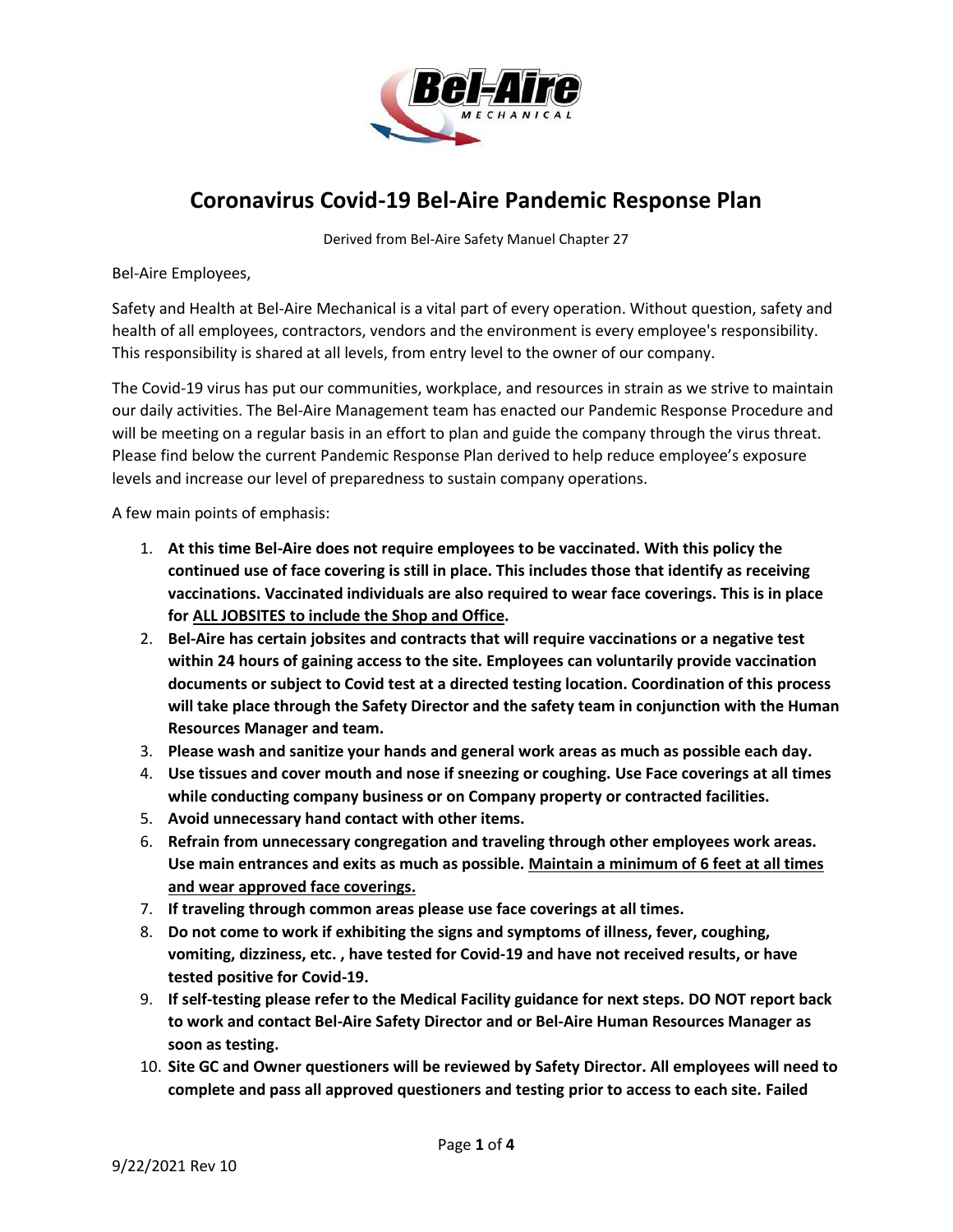# Coronavirus Covid-19 Bel-Aire Pandemic Response Plan

Derived from Bel-Aire Safety Manuel Chapter 27

Bel-Aire Employees,

Safety and Health at Bel-Aire Mechanical is a vital part of every operation. Without question, safety and health of all employees, contractors, vendors and the environment is every employee's responsibility. This responsibility is shared at all levels, from entry level to the owner of our company.

The Covid-19 virus has put our communities, workplace, and resources in strain as we strive to maintain our daily activities. The Bel-Aire Management team has enacted our Pandemic Response Procedure and will be meeting on a regular basis in an effort to plan and guide the company through the virus threat. Please find below the current Pandemic Response Plan derived to help reduce employee's exposure levels and increase our level of preparedness to sustain company operations.

A few main points of emphasis:

1. **At this time Bel-Aire does not require employees to be vaccinated. With this policy the continued use of face covering is still in place. This includes those that identify as receiving vaccinations. Vaccinated individuals are also required to wear face coverings. This is in place for <u>ALL JOBSITES to include the Shop and Office</u>.**
2. **Bel-Aire has certain jobsites and contracts that will require vaccinations or a negative test within 24 hours of gaining access to the site. Employees can voluntarily provide vaccination documents or subject to Covid test at a directed testing location. Coordination of this process will take place through the Safety Director and the safety team in conjunction with the Human Resources Manager and team.**
3. **Please wash and sanitize your hands and general work areas as much as possible each day.**
4. **Use tissues and cover mouth and nose if sneezing or coughing. Use Face coverings at all times while conducting company business or on Company property or contracted facilities.**
5. **Avoid unnecessary hand contact with other items.**
6. **Refrain from unnecessary congregation and traveling through other employees work areas. Use main entrances and exits as much as possible. <u>Maintain a minimum of 6 feet at all times and wear approved face coverings.</u>**
7. **If traveling through common areas please use face coverings at all times.**
8. **Do not come to work if exhibiting the signs and symptoms of illness, fever, coughing, vomiting, dizziness, etc. , have tested for Covid-19 and have not received results, or have tested positive for Covid-19.**
9. **If self-testing please refer to the Medical Facility guidance for next steps. DO NOT report back to work and contact Bel-Aire Safety Director and or Bel-Aire Human Resources Manager as soon as testing.**
10. **Site GC and Owner questioners will be reviewed by Safety Director. All employees will need to complete and pass all approved questioners and testing prior to access to each site. Failed**

9/22/2021 Rev 10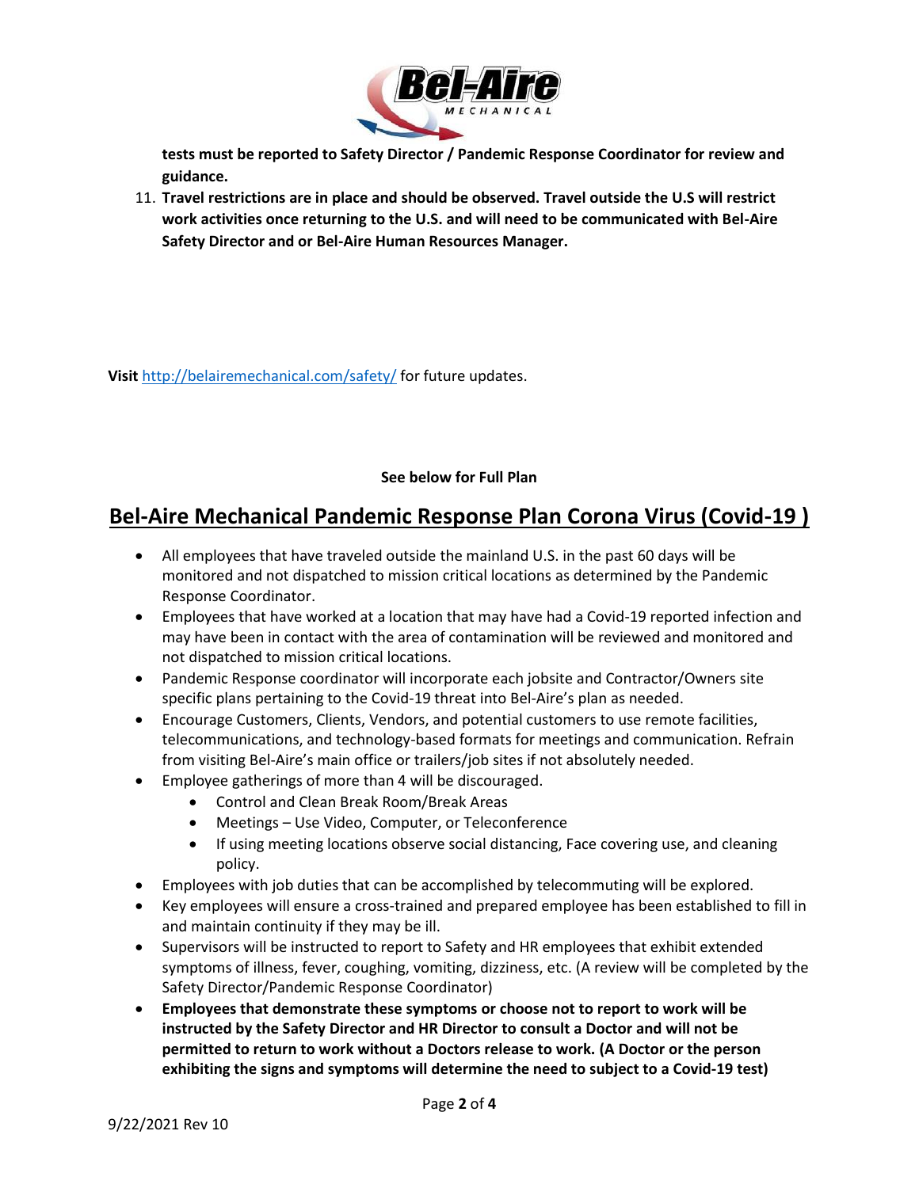**tests must be reported to Safety Director / Pandemic Response Coordinator for review and guidance.**

11. **Travel restrictions are in place and should be observed. Travel outside the U.S will restrict work activities once returning to the U.S. and will need to be communicated with Bel-Aire Safety Director and or Bel-Aire Human Resources Manager.**

**Visit** http://belairemechanical.com/safety/ for future updates.

**See below for Full Plan**

## Bel-Aire Mechanical Pandemic Response Plan Corona Virus (Covid-19 )

- All employees that have traveled outside the mainland U.S. in the past 60 days will be monitored and not dispatched to mission critical locations as determined by the Pandemic Response Coordinator.
- Employees that have worked at a location that may have had a Covid-19 reported infection and may have been in contact with the area of contamination will be reviewed and monitored and not dispatched to mission critical locations.
- Pandemic Response coordinator will incorporate each jobsite and Contractor/Owners site specific plans pertaining to the Covid-19 threat into Bel-Aire's plan as needed.
- Encourage Customers, Clients, Vendors, and potential customers to use remote facilities, telecommunications, and technology-based formats for meetings and communication. Refrain from visiting Bel-Aire's main office or trailers/job sites if not absolutely needed.
- Employee gatherings of more than 4 will be discouraged.
    - Control and Clean Break Room/Break Areas
    - Meetings – Use Video, Computer, or Teleconference
    - If using meeting locations observe social distancing, Face covering use, and cleaning policy.
- Employees with job duties that can be accomplished by telecommuting will be explored.
- Key employees will ensure a cross-trained and prepared employee has been established to fill in and maintain continuity if they may be ill.
- Supervisors will be instructed to report to Safety and HR employees that exhibit extended symptoms of illness, fever, coughing, vomiting, dizziness, etc. (A review will be completed by the Safety Director/Pandemic Response Coordinator)
- **Employees that demonstrate these symptoms or choose not to report to work will be instructed by the Safety Director and HR Director to consult a Doctor and will not be permitted to return to work without a Doctors release to work. (A Doctor or the person exhibiting the signs and symptoms will determine the need to subject to a Covid-19 test)**

9/22/2021 Rev 10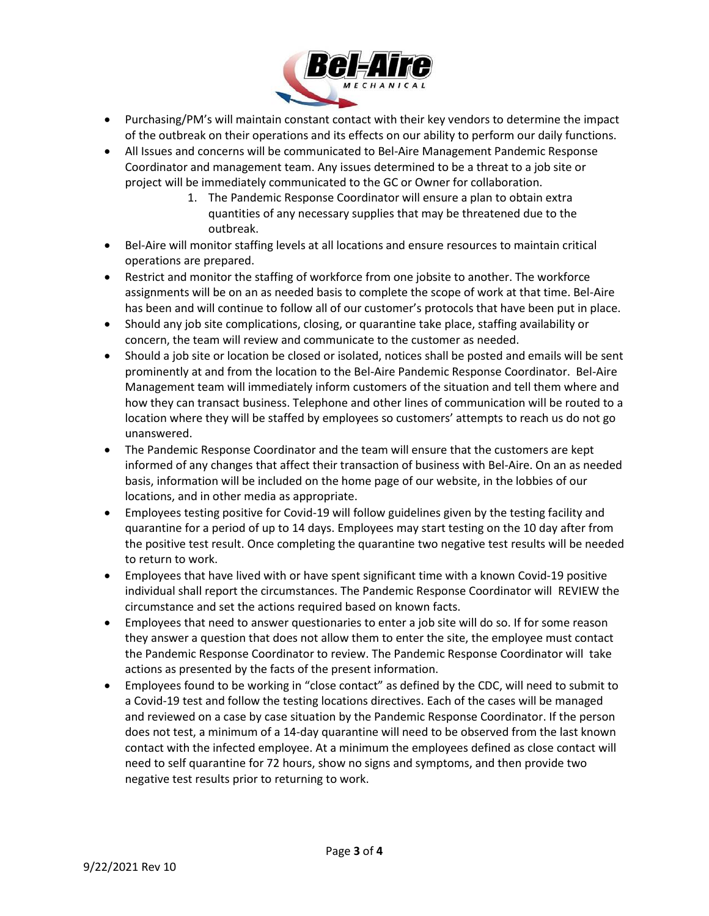- Purchasing/PM's will maintain constant contact with their key vendors to determine the impact of the outbreak on their operations and its effects on our ability to perform our daily functions.
- All Issues and concerns will be communicated to Bel-Aire Management Pandemic Response Coordinator and management team. Any issues determined to be a threat to a job site or project will be immediately communicated to the GC or Owner for collaboration.
    1. The Pandemic Response Coordinator will ensure a plan to obtain extra quantities of any necessary supplies that may be threatened due to the outbreak.
- Bel-Aire will monitor staffing levels at all locations and ensure resources to maintain critical operations are prepared.
- Restrict and monitor the staffing of workforce from one jobsite to another. The workforce assignments will be on an as needed basis to complete the scope of work at that time. Bel-Aire has been and will continue to follow all of our customer's protocols that have been put in place.
- Should any job site complications, closing, or quarantine take place, staffing availability or concern, the team will review and communicate to the customer as needed.
- Should a job site or location be closed or isolated, notices shall be posted and emails will be sent prominently at and from the location to the Bel-Aire Pandemic Response Coordinator. Bel-Aire Management team will immediately inform customers of the situation and tell them where and how they can transact business. Telephone and other lines of communication will be routed to a location where they will be staffed by employees so customers' attempts to reach us do not go unanswered.
- The Pandemic Response Coordinator and the team will ensure that the customers are kept informed of any changes that affect their transaction of business with Bel-Aire. On an as needed basis, information will be included on the home page of our website, in the lobbies of our locations, and in other media as appropriate.
- Employees testing positive for Covid-19 will follow guidelines given by the testing facility and quarantine for a period of up to 14 days. Employees may start testing on the 10 day after from the positive test result. Once completing the quarantine two negative test results will be needed to return to work.
- Employees that have lived with or have spent significant time with a known Covid-19 positive individual shall report the circumstances. The Pandemic Response Coordinator will REVIEW the circumstance and set the actions required based on known facts.
- Employees that need to answer questionaries to enter a job site will do so. If for some reason they answer a question that does not allow them to enter the site, the employee must contact the Pandemic Response Coordinator to review. The Pandemic Response Coordinator will take actions as presented by the facts of the present information.
- Employees found to be working in "close contact" as defined by the CDC, will need to submit to a Covid-19 test and follow the testing locations directives. Each of the cases will be managed and reviewed on a case by case situation by the Pandemic Response Coordinator. If the person does not test, a minimum of a 14-day quarantine will need to be observed from the last known contact with the infected employee. At a minimum the employees defined as close contact will need to self quarantine for 72 hours, show no signs and symptoms, and then provide two negative test results prior to returning to work.

9/22/2021 Rev 10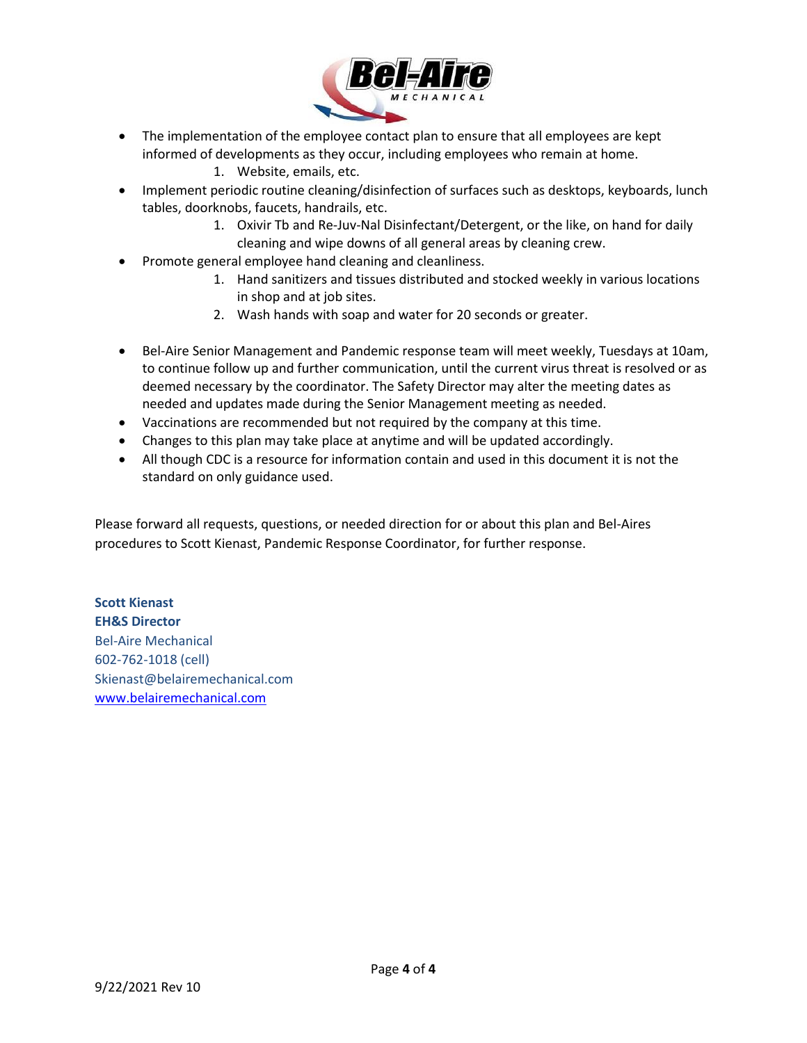- The implementation of the employee contact plan to ensure that all employees are kept informed of developments as they occur, including employees who remain at home.
    1. Website, emails, etc.
- Implement periodic routine cleaning/disinfection of surfaces such as desktops, keyboards, lunch tables, doorknobs, faucets, handrails, etc.
    1. Oxivir Tb and Re-Juv-Nal Disinfectant/Detergent, or the like, on hand for daily cleaning and wipe downs of all general areas by cleaning crew.
- Promote general employee hand cleaning and cleanliness.
    1. Hand sanitizers and tissues distributed and stocked weekly in various locations in shop and at job sites.
    2. Wash hands with soap and water for 20 seconds or greater.

- Bel-Aire Senior Management and Pandemic response team will meet weekly, Tuesdays at 10am, to continue follow up and further communication, until the current virus threat is resolved or as deemed necessary by the coordinator. The Safety Director may alter the meeting dates as needed and updates made during the Senior Management meeting as needed.
- Vaccinations are recommended but not required by the company at this time.
- Changes to this plan may take place at anytime and will be updated accordingly.
- All though CDC is a resource for information contain and used in this document it is not the standard on only guidance used.

Please forward all requests, questions, or needed direction for or about this plan and Bel-Aires procedures to Scott Kienast, Pandemic Response Coordinator, for further response.

**Scott Kienast**
**EH&S Director**
Bel-Aire Mechanical
602-762-1018 (cell)
Skienast@belairemechanical.com
www.belairemechanical.com

9/22/2021 Rev 10